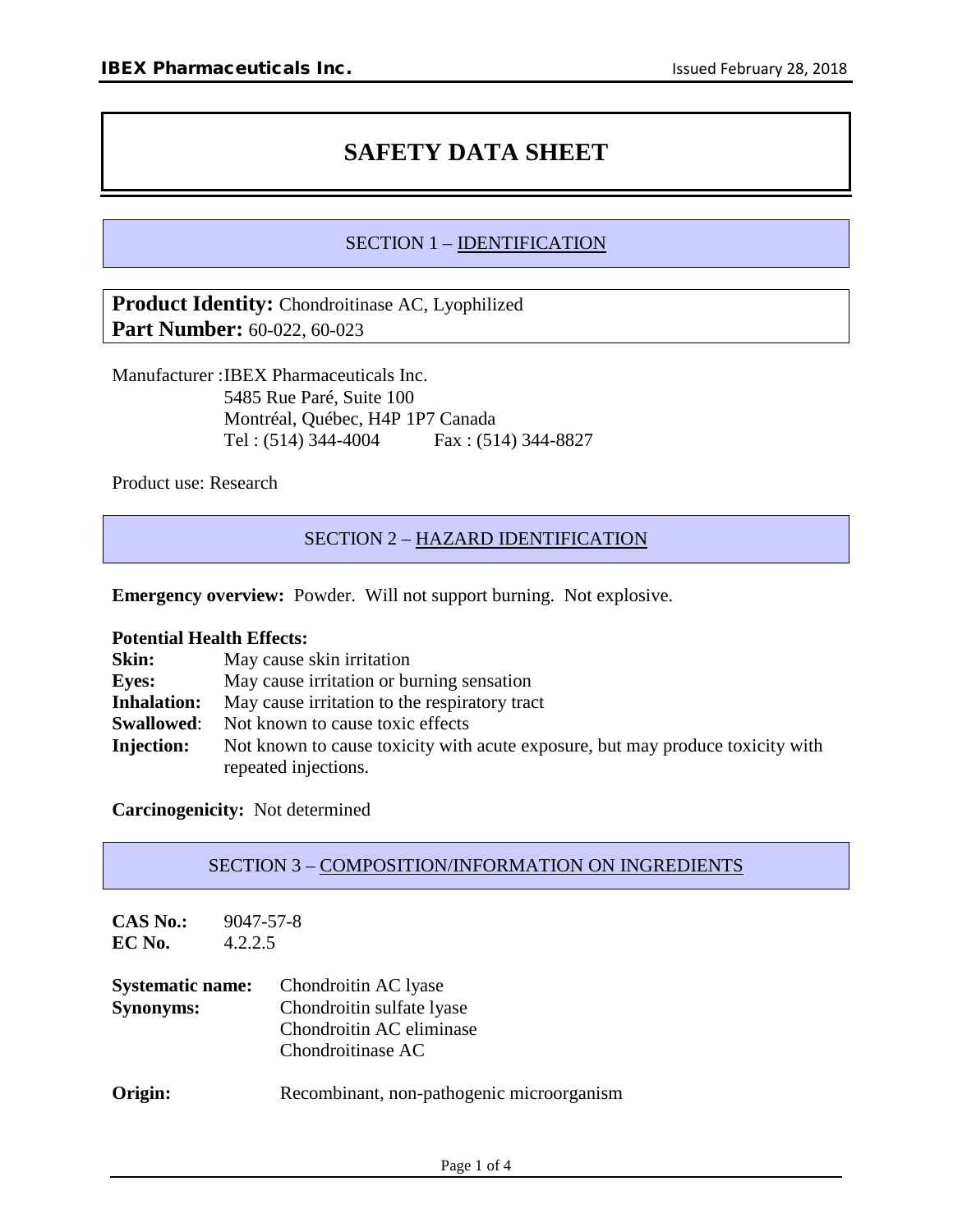# SAFETY DATA SHEET

## SECTION 1 – IDENTIFICATION

**Product Identity:** Chondroitinase AC, Lyophilized
**Part Number:** 60-022, 60-023

Manufacturer : IBEX Pharmaceuticals Inc.
5485 Rue Paré, Suite 100
Montréal, Québec, H4P 1P7 Canada
Tel : (514) 344-4004 Fax : (514) 344-8827

Product use: Research

## SECTION 2 – HAZARD IDENTIFICATION

**Emergency overview:** Powder. Will not support burning. Not explosive.

**Potential Health Effects:**

**Skin:** May cause skin irritation
**Eyes:** May cause irritation or burning sensation
**Inhalation:** May cause irritation to the respiratory tract
**Swallowed**: Not known to cause toxic effects
**Injection:** Not known to cause toxicity with acute exposure, but may produce toxicity with repeated injections.

**Carcinogenicity:** Not determined

## SECTION 3 – COMPOSITION/INFORMATION ON INGREDIENTS

**CAS No.:** 9047-57-8
**EC No.** 4.2.2.5

**Systematic name:** Chondroitin AC lyase
**Synonyms:** Chondroitin sulfate lyase
Chondroitin AC eliminase
Chondroitinase AC

**Origin:** Recombinant, non-pathogenic microorganism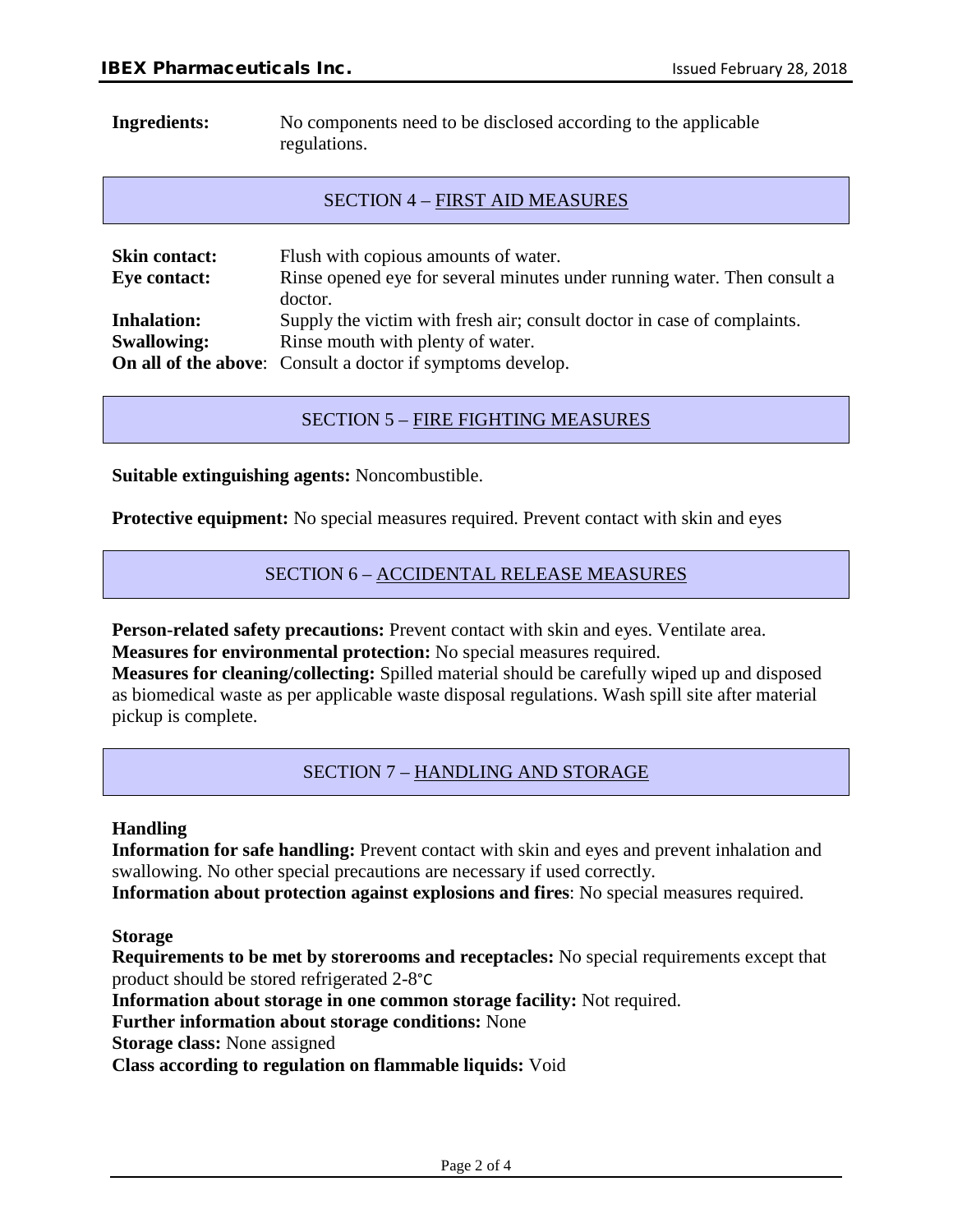**Ingredients:** No components need to be disclosed according to the applicable regulations.

## SECTION 4 – FIRST AID MEASURES

**Skin contact:** Flush with copious amounts of water.
**Eye contact:** Rinse opened eye for several minutes under running water. Then consult a doctor.
**Inhalation:** Supply the victim with fresh air; consult doctor in case of complaints.
**Swallowing:** Rinse mouth with plenty of water.
**On all of the above**: Consult a doctor if symptoms develop.

## SECTION 5 – FIRE FIGHTING MEASURES

**Suitable extinguishing agents:** Noncombustible.

**Protective equipment:** No special measures required. Prevent contact with skin and eyes

## SECTION 6 – ACCIDENTAL RELEASE MEASURES

**Person-related safety precautions:** Prevent contact with skin and eyes. Ventilate area.
**Measures for environmental protection:** No special measures required.
**Measures for cleaning/collecting:** Spilled material should be carefully wiped up and disposed as biomedical waste as per applicable waste disposal regulations. Wash spill site after material pickup is complete.

## SECTION 7 – HANDLING AND STORAGE

**Handling**
**Information for safe handling:** Prevent contact with skin and eyes and prevent inhalation and swallowing. No other special precautions are necessary if used correctly.
**Information about protection against explosions and fires**: No special measures required.

**Storage**
**Requirements to be met by storerooms and receptacles:** No special requirements except that product should be stored refrigerated 2-8°C
**Information about storage in one common storage facility:** Not required.
**Further information about storage conditions:** None
**Storage class:** None assigned
**Class according to regulation on flammable liquids:** Void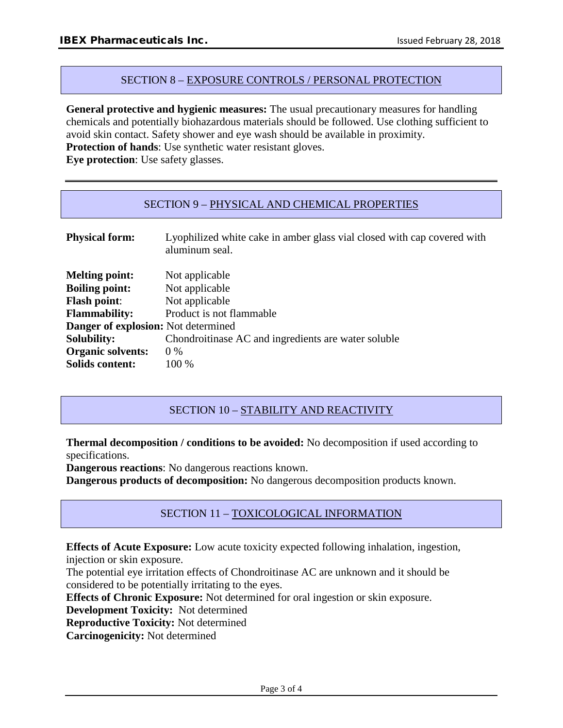## SECTION 8 – EXPOSURE CONTROLS / PERSONAL PROTECTION

**General protective and hygienic measures:** The usual precautionary measures for handling chemicals and potentially biohazardous materials should be followed. Use clothing sufficient to avoid skin contact. Safety shower and eye wash should be available in proximity.
**Protection of hands**: Use synthetic water resistant gloves.
**Eye protection**: Use safety glasses.

## SECTION 9 – PHYSICAL AND CHEMICAL PROPERTIES

**Physical form:** Lyophilized white cake in amber glass vial closed with cap covered with aluminum seal.

**Melting point:** Not applicable
**Boiling point:** Not applicable
**Flash point**: Not applicable
**Flammability:** Product is not flammable
**Danger of explosion:** Not determined
**Solubility:** Chondroitinase AC and ingredients are water soluble
**Organic solvents:** 0 %
**Solids content:** 100 %

## SECTION 10 – STABILITY AND REACTIVITY

**Thermal decomposition / conditions to be avoided:** No decomposition if used according to specifications.
**Dangerous reactions**: No dangerous reactions known.
**Dangerous products of decomposition:** No dangerous decomposition products known.

## SECTION 11 – TOXICOLOGICAL INFORMATION

**Effects of Acute Exposure:** Low acute toxicity expected following inhalation, ingestion, injection or skin exposure.
The potential eye irritation effects of Chondroitinase AC are unknown and it should be considered to be potentially irritating to the eyes.
**Effects of Chronic Exposure:** Not determined for oral ingestion or skin exposure.
**Development Toxicity:** Not determined
**Reproductive Toxicity:** Not determined
**Carcinogenicity:** Not determined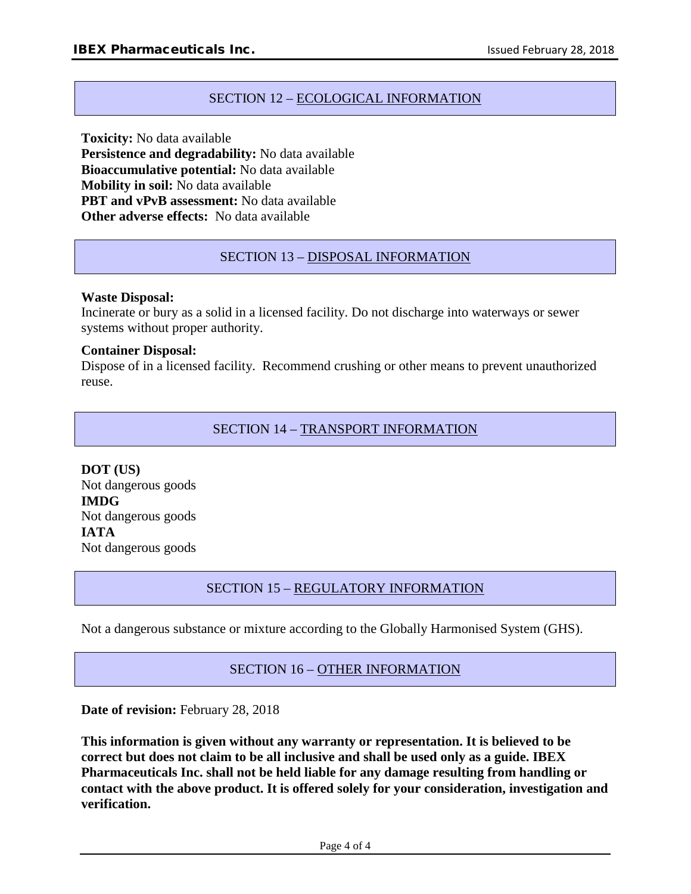## SECTION 12 – ECOLOGICAL INFORMATION

**Toxicity:** No data available
**Persistence and degradability:** No data available
**Bioaccumulative potential:** No data available
**Mobility in soil:** No data available
**PBT and vPvB assessment:** No data available
**Other adverse effects:** No data available

## SECTION 13 – DISPOSAL INFORMATION

**Waste Disposal:**
Incinerate or bury as a solid in a licensed facility. Do not discharge into waterways or sewer systems without proper authority.

**Container Disposal:**
Dispose of in a licensed facility. Recommend crushing or other means to prevent unauthorized reuse.

## SECTION 14 – TRANSPORT INFORMATION

**DOT (US)**
Not dangerous goods
**IMDG**
Not dangerous goods
**IATA**
Not dangerous goods

## SECTION 15 – REGULATORY INFORMATION

Not a dangerous substance or mixture according to the Globally Harmonised System (GHS).

## SECTION 16 – OTHER INFORMATION

**Date of revision:** February 28, 2018

**This information is given without any warranty or representation. It is believed to be correct but does not claim to be all inclusive and shall be used only as a guide. IBEX Pharmaceuticals Inc. shall not be held liable for any damage resulting from handling or contact with the above product. It is offered solely for your consideration, investigation and verification.**